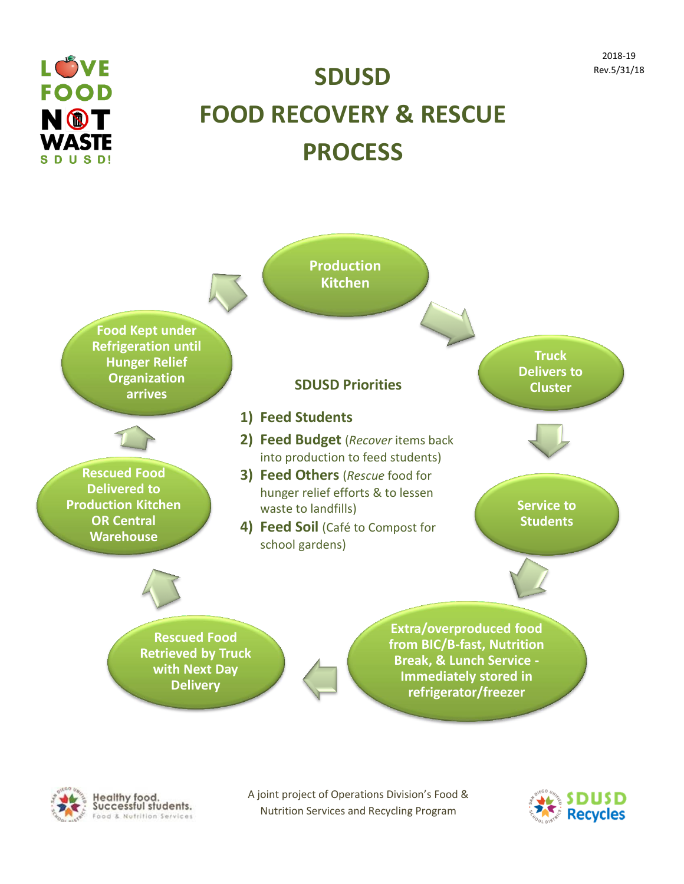2018-19
Rev.5/31/18

# SDUSD
# FOOD RECOVERY & RESCUE PROCESS

**Production Kitchen**

**Truck Delivers to Cluster**

**Service to Students**

**Extra/overproduced food from BIC/B-fast, Nutrition Break, & Lunch Service - Immediately stored in refrigerator/freezer**

**Rescued Food Retrieved by Truck with Next Day Delivery**

**Rescued Food Delivered to Production Kitchen OR Central Warehouse**

**Food Kept under Refrigeration until Hunger Relief Organization arrives**

### SDUSD Priorities

1) **Feed Students**
2) **Feed Budget** (*Recover* items back into production to feed students)
3) **Feed Others** (*Rescue* food for hunger relief efforts & to lessen waste to landfills)
4) **Feed Soil** (Café to Compost for school gardens)

A joint project of Operations Division's Food & Nutrition Services and Recycling Program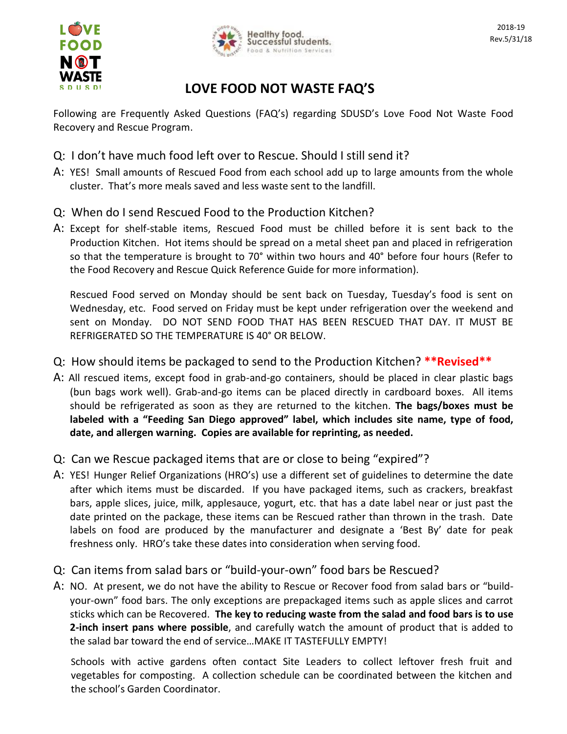2018-19
Rev.5/31/18

# LOVE FOOD NOT WASTE FAQ'S

Following are Frequently Asked Questions (FAQ's) regarding SDUSD's Love Food Not Waste Food Recovery and Rescue Program.

**Q:** I don't have much food left over to Rescue. Should I still send it?

**A:** YES! Small amounts of Rescued Food from each school add up to large amounts from the whole cluster. That's more meals saved and less waste sent to the landfill.

**Q:** When do I send Rescued Food to the Production Kitchen?

**A:** Except for shelf-stable items, Rescued Food must be chilled before it is sent back to the Production Kitchen. Hot items should be spread on a metal sheet pan and placed in refrigeration so that the temperature is brought to 70° within two hours and 40° before four hours (Refer to the Food Recovery and Rescue Quick Reference Guide for more information).

Rescued Food served on Monday should be sent back on Tuesday, Tuesday's food is sent on Wednesday, etc. Food served on Friday must be kept under refrigeration over the weekend and sent on Monday. DO NOT SEND FOOD THAT HAS BEEN RESCUED THAT DAY. IT MUST BE REFRIGERATED SO THE TEMPERATURE IS 40° OR BELOW.

**Q:** How should items be packaged to send to the Production Kitchen? **\*\*Revised\*\***

**A:** All rescued items, except food in grab-and-go containers, should be placed in clear plastic bags (bun bags work well). Grab-and-go items can be placed directly in cardboard boxes. All items should be refrigerated as soon as they are returned to the kitchen. **The bags/boxes must be labeled with a "Feeding San Diego approved" label, which includes site name, type of food, date, and allergen warning. Copies are available for reprinting, as needed.**

**Q:** Can we Rescue packaged items that are or close to being "expired"?

**A:** YES! Hunger Relief Organizations (HRO's) use a different set of guidelines to determine the date after which items must be discarded. If you have packaged items, such as crackers, breakfast bars, apple slices, juice, milk, applesauce, yogurt, etc. that has a date label near or just past the date printed on the package, these items can be Rescued rather than thrown in the trash. Date labels on food are produced by the manufacturer and designate a 'Best By' date for peak freshness only. HRO's take these dates into consideration when serving food.

**Q:** Can items from salad bars or "build-your-own" food bars be Rescued?

**A:** NO. At present, we do not have the ability to Rescue or Recover food from salad bars or "build-your-own" food bars. The only exceptions are prepackaged items such as apple slices and carrot sticks which can be Recovered. **The key to reducing waste from the salad and food bars is to use 2-inch insert pans where possible**, and carefully watch the amount of product that is added to the salad bar toward the end of service…MAKE IT TASTEFULLY EMPTY!

Schools with active gardens often contact Site Leaders to collect leftover fresh fruit and vegetables for composting. A collection schedule can be coordinated between the kitchen and the school's Garden Coordinator.